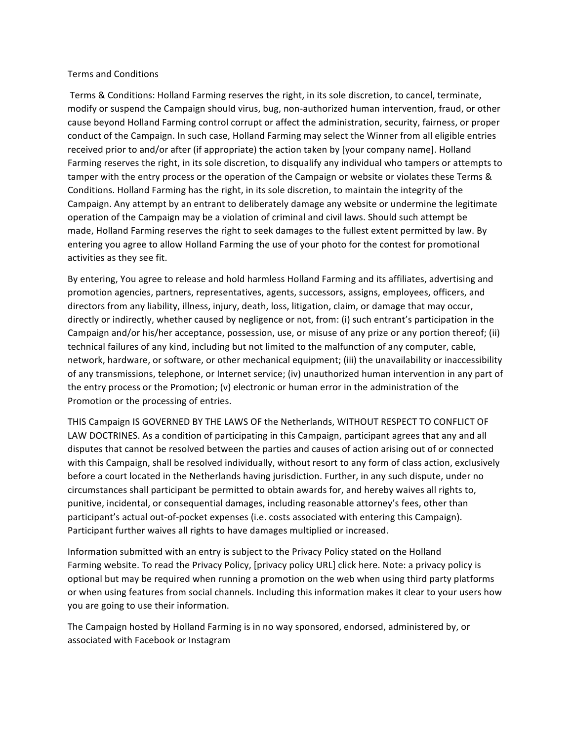Terms and Conditions

Terms & Conditions: Holland Farming reserves the right, in its sole discretion, to cancel, terminate, modify or suspend the Campaign should virus, bug, non-authorized human intervention, fraud, or other cause beyond Holland Farming control corrupt or affect the administration, security, fairness, or proper conduct of the Campaign. In such case, Holland Farming may select the Winner from all eligible entries received prior to and/or after (if appropriate) the action taken by [your company name]. Holland Farming reserves the right, in its sole discretion, to disqualify any individual who tampers or attempts to tamper with the entry process or the operation of the Campaign or website or violates these Terms & Conditions. Holland Farming has the right, in its sole discretion, to maintain the integrity of the Campaign. Any attempt by an entrant to deliberately damage any website or undermine the legitimate operation of the Campaign may be a violation of criminal and civil laws. Should such attempt be made, Holland Farming reserves the right to seek damages to the fullest extent permitted by law. By entering you agree to allow Holland Farming the use of your photo for the contest for promotional activities as they see fit.

By entering, You agree to release and hold harmless Holland Farming and its affiliates, advertising and promotion agencies, partners, representatives, agents, successors, assigns, employees, officers, and directors from any liability, illness, injury, death, loss, litigation, claim, or damage that may occur, directly or indirectly, whether caused by negligence or not, from: (i) such entrant's participation in the Campaign and/or his/her acceptance, possession, use, or misuse of any prize or any portion thereof; (ii) technical failures of any kind, including but not limited to the malfunction of any computer, cable, network, hardware, or software, or other mechanical equipment; (iii) the unavailability or inaccessibility of any transmissions, telephone, or Internet service; (iv) unauthorized human intervention in any part of the entry process or the Promotion; (v) electronic or human error in the administration of the Promotion or the processing of entries.

THIS Campaign IS GOVERNED BY THE LAWS OF the Netherlands, WITHOUT RESPECT TO CONFLICT OF LAW DOCTRINES. As a condition of participating in this Campaign, participant agrees that any and all disputes that cannot be resolved between the parties and causes of action arising out of or connected with this Campaign, shall be resolved individually, without resort to any form of class action, exclusively before a court located in the Netherlands having jurisdiction. Further, in any such dispute, under no circumstances shall participant be permitted to obtain awards for, and hereby waives all rights to, punitive, incidental, or consequential damages, including reasonable attorney's fees, other than participant's actual out-of-pocket expenses (i.e. costs associated with entering this Campaign). Participant further waives all rights to have damages multiplied or increased.

Information submitted with an entry is subject to the Privacy Policy stated on the Holland Farming website. To read the Privacy Policy, [privacy policy URL] click here. Note: a privacy policy is optional but may be required when running a promotion on the web when using third party platforms or when using features from social channels. Including this information makes it clear to your users how you are going to use their information.

The Campaign hosted by Holland Farming is in no way sponsored, endorsed, administered by, or associated with Facebook or Instagram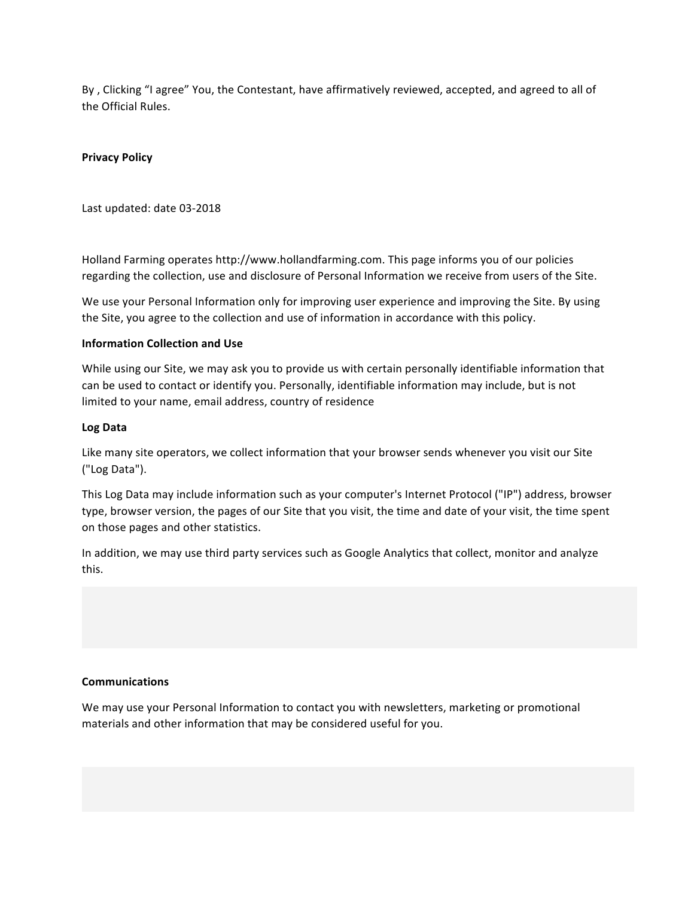By , Clicking “I agree” You, the Contestant, have affirmatively reviewed, accepted, and agreed to all of the Official Rules.

**Privacy Policy**

Last updated: date 03-2018

Holland Farming operates http://www.hollandfarming.com. This page informs you of our policies regarding the collection, use and disclosure of Personal Information we receive from users of the Site.

We use your Personal Information only for improving user experience and improving the Site. By using the Site, you agree to the collection and use of information in accordance with this policy.

**Information Collection and Use**

While using our Site, we may ask you to provide us with certain personally identifiable information that can be used to contact or identify you. Personally, identifiable information may include, but is not limited to your name, email address, country of residence

**Log Data**

Like many site operators, we collect information that your browser sends whenever you visit our Site ("Log Data").

This Log Data may include information such as your computer's Internet Protocol ("IP") address, browser type, browser version, the pages of our Site that you visit, the time and date of your visit, the time spent on those pages and other statistics.

In addition, we may use third party services such as Google Analytics that collect, monitor and analyze this.

**Communications**

We may use your Personal Information to contact you with newsletters, marketing or promotional materials and other information that may be considered useful for you.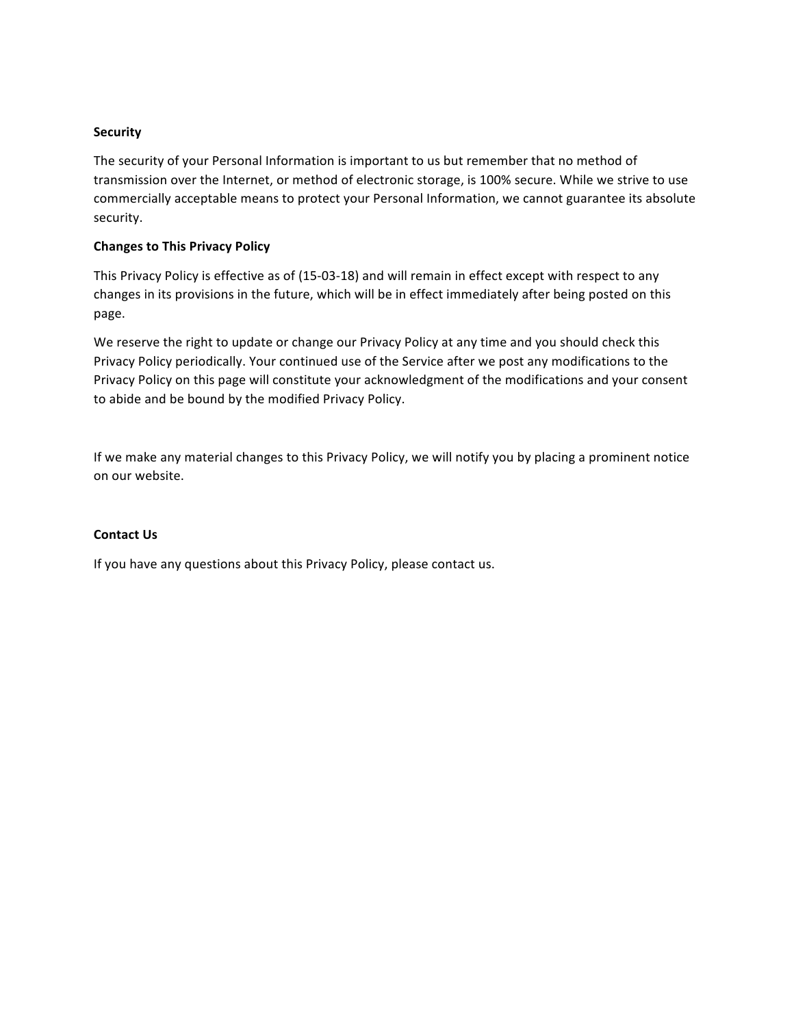**Security**

The security of your Personal Information is important to us but remember that no method of transmission over the Internet, or method of electronic storage, is 100% secure. While we strive to use commercially acceptable means to protect your Personal Information, we cannot guarantee its absolute security.

**Changes to This Privacy Policy**

This Privacy Policy is effective as of (15-03-18) and will remain in effect except with respect to any changes in its provisions in the future, which will be in effect immediately after being posted on this page.

We reserve the right to update or change our Privacy Policy at any time and you should check this Privacy Policy periodically. Your continued use of the Service after we post any modifications to the Privacy Policy on this page will constitute your acknowledgment of the modifications and your consent to abide and be bound by the modified Privacy Policy.

If we make any material changes to this Privacy Policy, we will notify you by placing a prominent notice on our website.

**Contact Us**

If you have any questions about this Privacy Policy, please contact us.